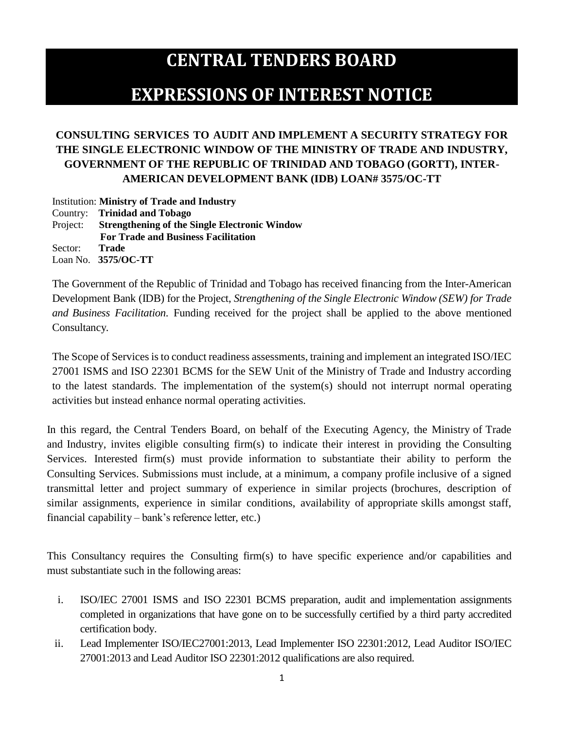# CENTRAL TENDERS BOARD

# EXPRESSIONS OF INTEREST NOTICE

### CONSULTING SERVICES TO AUDIT AND IMPLEMENT A SECURITY STRATEGY FOR THE SINGLE ELECTRONIC WINDOW OF THE MINISTRY OF TRADE AND INDUSTRY, GOVERNMENT OF THE REPUBLIC OF TRINIDAD AND TOBAGO (GORTT), INTER-AMERICAN DEVELOPMENT BANK (IDB) LOAN# 3575/OC-TT

Institution: **Ministry of Trade and Industry**
Country: **Trinidad and Tobago**
Project: **Strengthening of the Single Electronic Window For Trade and Business Facilitation**
Sector: **Trade**
Loan No. **3575/OC-TT**

The Government of the Republic of Trinidad and Tobago has received financing from the Inter-American Development Bank (IDB) for the Project, *Strengthening of the Single Electronic Window (SEW) for Trade and Business Facilitation*. Funding received for the project shall be applied to the above mentioned Consultancy.

The Scope of Services is to conduct readiness assessments, training and implement an integrated ISO/IEC 27001 ISMS and ISO 22301 BCMS for the SEW Unit of the Ministry of Trade and Industry according to the latest standards. The implementation of the system(s) should not interrupt normal operating activities but instead enhance normal operating activities.

In this regard, the Central Tenders Board, on behalf of the Executing Agency, the Ministry of Trade and Industry, invites eligible consulting firm(s) to indicate their interest in providing the Consulting Services. Interested firm(s) must provide information to substantiate their ability to perform the Consulting Services. Submissions must include, at a minimum, a company profile inclusive of a signed transmittal letter and project summary of experience in similar projects (brochures, description of similar assignments, experience in similar conditions, availability of appropriate skills amongst staff, financial capability – bank's reference letter, etc.)

This Consultancy requires the Consulting firm(s) to have specific experience and/or capabilities and must substantiate such in the following areas:

i. ISO/IEC 27001 ISMS and ISO 22301 BCMS preparation, audit and implementation assignments completed in organizations that have gone on to be successfully certified by a third party accredited certification body.
ii. Lead Implementer ISO/IEC27001:2013, Lead Implementer ISO 22301:2012, Lead Auditor ISO/IEC 27001:2013 and Lead Auditor ISO 22301:2012 qualifications are also required.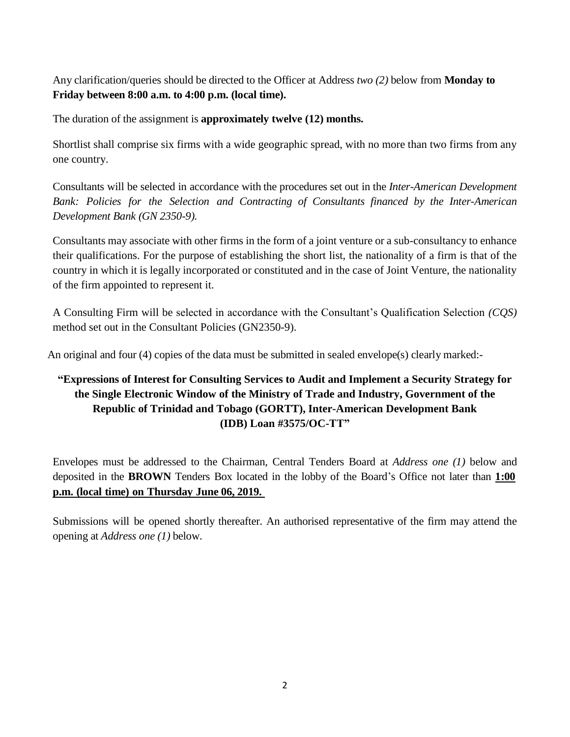Any clarification/queries should be directed to the Officer at Address *two (2)* below from **Monday to Friday between 8:00 a.m. to 4:00 p.m. (local time).**

The duration of the assignment is **approximately twelve (12) months.**

Shortlist shall comprise six firms with a wide geographic spread, with no more than two firms from any one country.

Consultants will be selected in accordance with the procedures set out in the *Inter-American Development Bank: Policies for the Selection and Contracting of Consultants financed by the Inter-American Development Bank (GN 2350-9).*

Consultants may associate with other firms in the form of a joint venture or a sub-consultancy to enhance their qualifications. For the purpose of establishing the short list, the nationality of a firm is that of the country in which it is legally incorporated or constituted and in the case of Joint Venture, the nationality of the firm appointed to represent it.

A Consulting Firm will be selected in accordance with the Consultant's Qualification Selection *(CQS)* method set out in the Consultant Policies (GN2350-9).

An original and four (4) copies of the data must be submitted in sealed envelope(s) clearly marked:-

**"Expressions of Interest for Consulting Services to Audit and Implement a Security Strategy for the Single Electronic Window of the Ministry of Trade and Industry, Government of the Republic of Trinidad and Tobago (GORTT), Inter-American Development Bank (IDB) Loan #3575/OC-TT"**

Envelopes must be addressed to the Chairman, Central Tenders Board at *Address one (1)* below and deposited in the **BROWN** Tenders Box located in the lobby of the Board's Office not later than **1:00 p.m. (local time) on Thursday June 06, 2019.**

Submissions will be opened shortly thereafter. An authorised representative of the firm may attend the opening at *Address one (1)* below.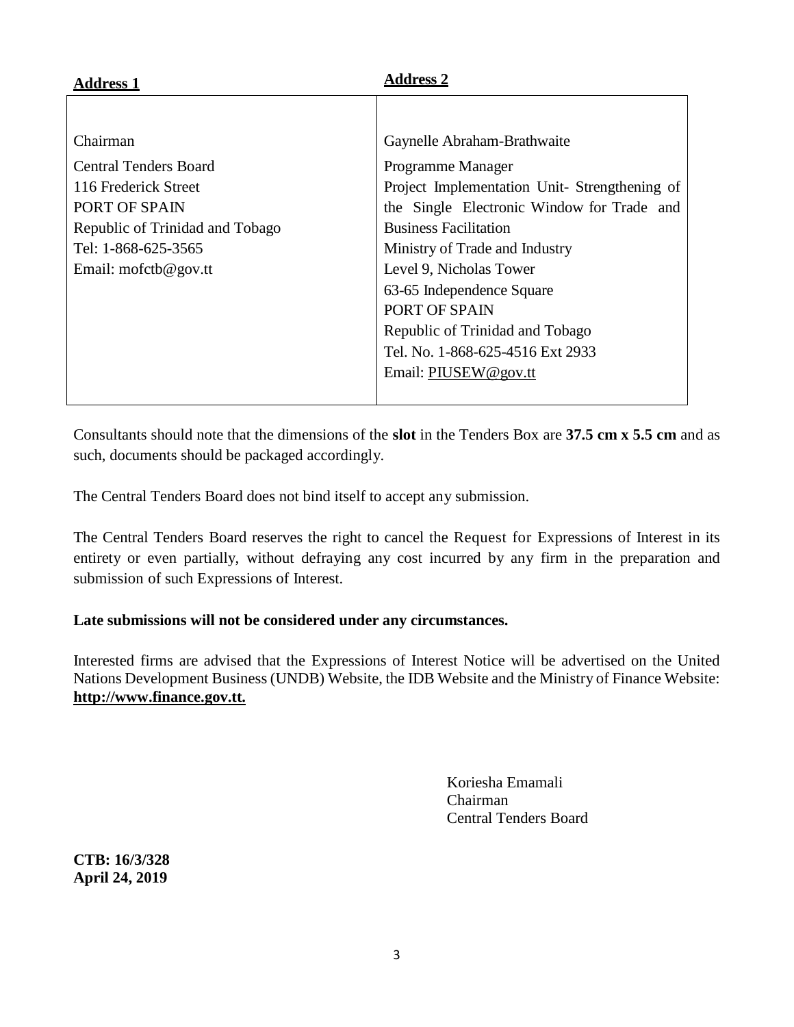| **Address 1** | **Address 2** |
| --- | --- |
| Chairman<br>Central Tenders Board<br>116 Frederick Street<br>PORT OF SPAIN<br>Republic of Trinidad and Tobago<br>Tel: 1-868-625-3565<br>Email: mofctb@gov.tt | Gaynelle Abraham-Brathwaite<br>Programme Manager<br>Project Implementation Unit- Strengthening of the Single Electronic Window for Trade and Business Facilitation<br>Ministry of Trade and Industry<br>Level 9, Nicholas Tower<br>63-65 Independence Square<br>PORT OF SPAIN<br>Republic of Trinidad and Tobago<br>Tel. No. 1-868-625-4516 Ext 2933<br>Email: PIUSEW@gov.tt |

Consultants should note that the dimensions of the **slot** in the Tenders Box are **37.5 cm x 5.5 cm** and as such, documents should be packaged accordingly.

The Central Tenders Board does not bind itself to accept any submission.

The Central Tenders Board reserves the right to cancel the Request for Expressions of Interest in its entirety or even partially, without defraying any cost incurred by any firm in the preparation and submission of such Expressions of Interest.

**Late submissions will not be considered under any circumstances.**

Interested firms are advised that the Expressions of Interest Notice will be advertised on the United Nations Development Business (UNDB) Website, the IDB Website and the Ministry of Finance Website: **http://www.finance.gov.tt.**

Koriesha Emamali
Chairman
Central Tenders Board

**CTB: 16/3/328**
**April 24, 2019**